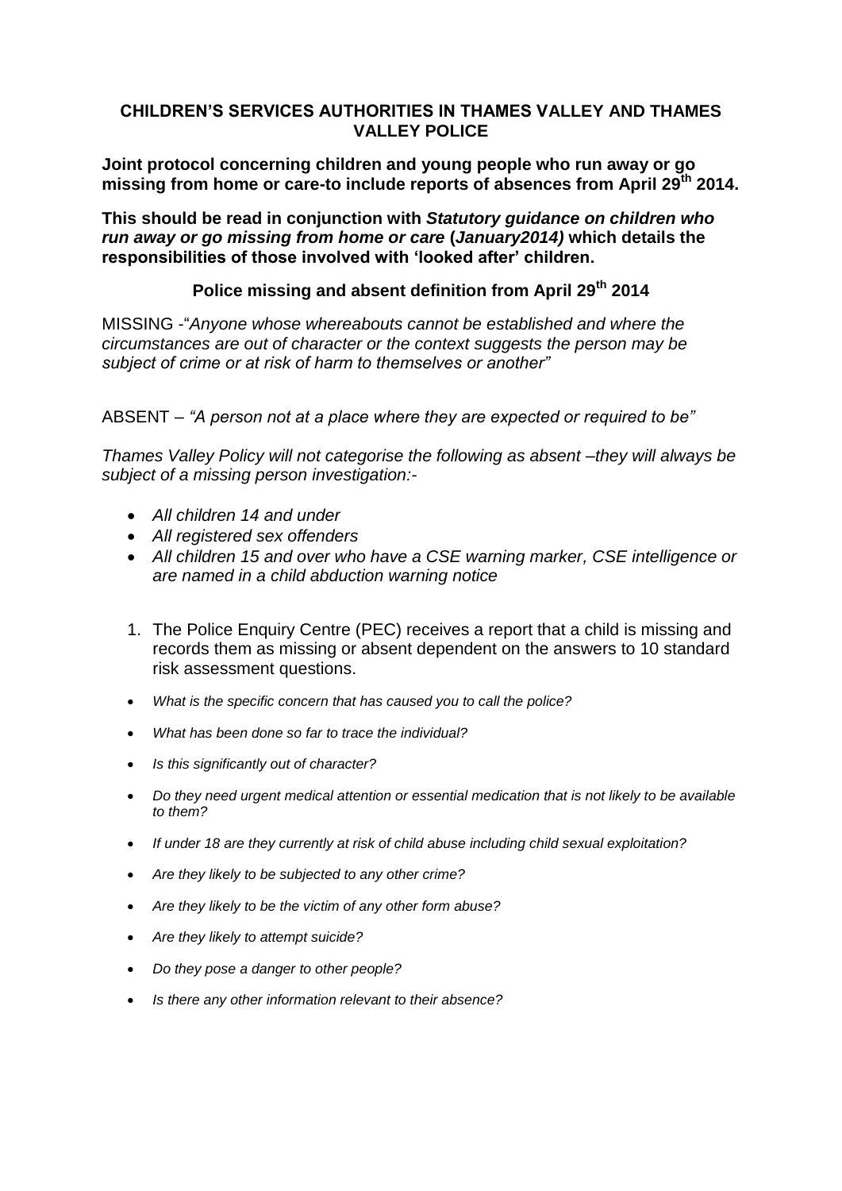# CHILDREN'S SERVICES AUTHORITIES IN THAMES VALLEY AND THAMES VALLEY POLICE

**Joint protocol concerning children and young people who run away or go missing from home or care-to include reports of absences from April 29th 2014.**

**This should be read in conjunction with *Statutory guidance on children who run away or go missing from home or care* (*January2014)* which details the responsibilities of those involved with 'looked after' children.**

## Police missing and absent definition from April 29th 2014

MISSING -"*Anyone whose whereabouts cannot be established and where the circumstances are out of character or the context suggests the person may be subject of crime or at risk of harm to themselves or another"*

ABSENT – *"A person not at a place where they are expected or required to be"*

*Thames Valley Policy will not categorise the following as absent –they will always be subject of a missing person investigation:-*

- *All children 14 and under*
- *All registered sex offenders*
- *All children 15 and over who have a CSE warning marker, CSE intelligence or are named in a child abduction warning notice*

1. The Police Enquiry Centre (PEC) receives a report that a child is missing and records them as missing or absent dependent on the answers to 10 standard risk assessment questions.

- *What is the specific concern that has caused you to call the police?*
- *What has been done so far to trace the individual?*
- *Is this significantly out of character?*
- *Do they need urgent medical attention or essential medication that is not likely to be available to them?*
- *If under 18 are they currently at risk of child abuse including child sexual exploitation?*
- *Are they likely to be subjected to any other crime?*
- *Are they likely to be the victim of any other form abuse?*
- *Are they likely to attempt suicide?*
- *Do they pose a danger to other people?*
- *Is there any other information relevant to their absence?*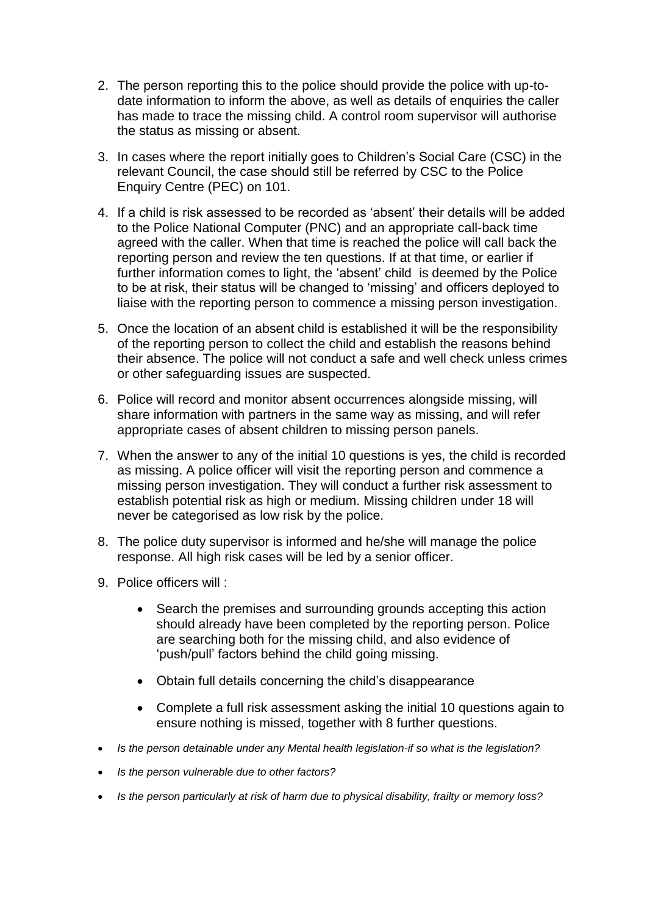2. The person reporting this to the police should provide the police with up-to-date information to inform the above, as well as details of enquiries the caller has made to trace the missing child. A control room supervisor will authorise the status as missing or absent.

3. In cases where the report initially goes to Children's Social Care (CSC) in the relevant Council, the case should still be referred by CSC to the Police Enquiry Centre (PEC) on 101.

4. If a child is risk assessed to be recorded as 'absent' their details will be added to the Police National Computer (PNC) and an appropriate call-back time agreed with the caller. When that time is reached the police will call back the reporting person and review the ten questions. If at that time, or earlier if further information comes to light, the 'absent' child is deemed by the Police to be at risk, their status will be changed to 'missing' and officers deployed to liaise with the reporting person to commence a missing person investigation.

5. Once the location of an absent child is established it will be the responsibility of the reporting person to collect the child and establish the reasons behind their absence. The police will not conduct a safe and well check unless crimes or other safeguarding issues are suspected.

6. Police will record and monitor absent occurrences alongside missing, will share information with partners in the same way as missing, and will refer appropriate cases of absent children to missing person panels.

7. When the answer to any of the initial 10 questions is yes, the child is recorded as missing. A police officer will visit the reporting person and commence a missing person investigation. They will conduct a further risk assessment to establish potential risk as high or medium. Missing children under 18 will never be categorised as low risk by the police.

8. The police duty supervisor is informed and he/she will manage the police response. All high risk cases will be led by a senior officer.

9. Police officers will :

    - Search the premises and surrounding grounds accepting this action should already have been completed by the reporting person. Police are searching both for the missing child, and also evidence of 'push/pull' factors behind the child going missing.
    - Obtain full details concerning the child's disappearance
    - Complete a full risk assessment asking the initial 10 questions again to ensure nothing is missed, together with 8 further questions.

- *Is the person detainable under any Mental health legislation-if so what is the legislation?*
- *Is the person vulnerable due to other factors?*
- *Is the person particularly at risk of harm due to physical disability, frailty or memory loss?*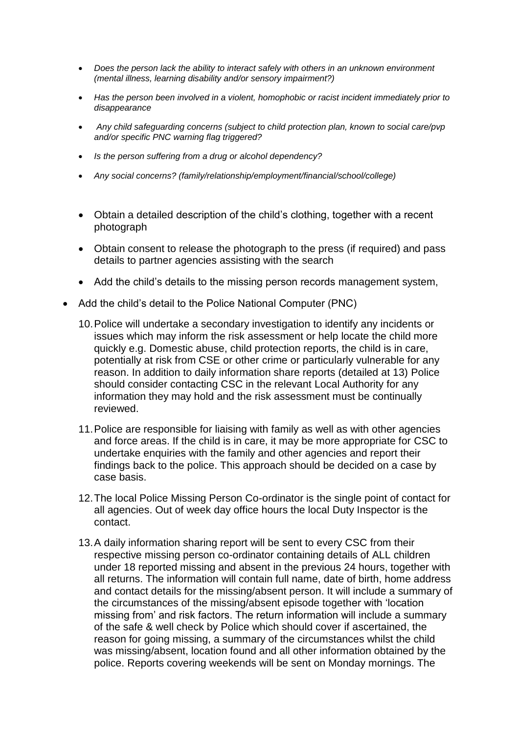- *Does the person lack the ability to interact safely with others in an unknown environment (mental illness, learning disability and/or sensory impairment?)*
- *Has the person been involved in a violent, homophobic or racist incident immediately prior to disappearance*
- *Any child safeguarding concerns (subject to child protection plan, known to social care/pvp and/or specific PNC warning flag triggered?*
- *Is the person suffering from a drug or alcohol dependency?*
- *Any social concerns? (family/relationship/employment/financial/school/college)*

- Obtain a detailed description of the child's clothing, together with a recent photograph
- Obtain consent to release the photograph to the press (if required) and pass details to partner agencies assisting with the search
- Add the child's details to the missing person records management system,
- Add the child's detail to the Police National Computer (PNC)

10. Police will undertake a secondary investigation to identify any incidents or issues which may inform the risk assessment or help locate the child more quickly e.g. Domestic abuse, child protection reports, the child is in care, potentially at risk from CSE or other crime or particularly vulnerable for any reason. In addition to daily information share reports (detailed at 13) Police should consider contacting CSC in the relevant Local Authority for any information they may hold and the risk assessment must be continually reviewed.

11. Police are responsible for liaising with family as well as with other agencies and force areas. If the child is in care, it may be more appropriate for CSC to undertake enquiries with the family and other agencies and report their findings back to the police. This approach should be decided on a case by case basis.

12. The local Police Missing Person Co-ordinator is the single point of contact for all agencies. Out of week day office hours the local Duty Inspector is the contact.

13. A daily information sharing report will be sent to every CSC from their respective missing person co-ordinator containing details of ALL children under 18 reported missing and absent in the previous 24 hours, together with all returns. The information will contain full name, date of birth, home address and contact details for the missing/absent person. It will include a summary of the circumstances of the missing/absent episode together with 'location missing from' and risk factors. The return information will include a summary of the safe & well check by Police which should cover if ascertained, the reason for going missing, a summary of the circumstances whilst the child was missing/absent, location found and all other information obtained by the police. Reports covering weekends will be sent on Monday mornings. The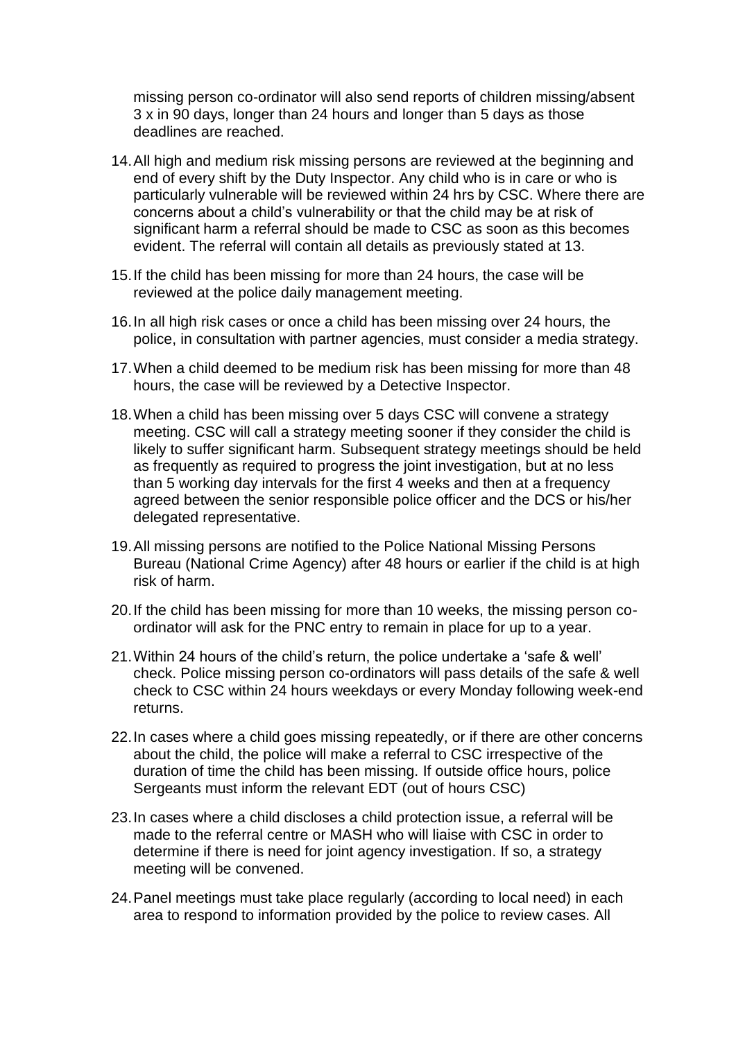missing person co-ordinator will also send reports of children missing/absent 3 x in 90 days, longer than 24 hours and longer than 5 days as those deadlines are reached.

14. All high and medium risk missing persons are reviewed at the beginning and end of every shift by the Duty Inspector. Any child who is in care or who is particularly vulnerable will be reviewed within 24 hrs by CSC. Where there are concerns about a child's vulnerability or that the child may be at risk of significant harm a referral should be made to CSC as soon as this becomes evident. The referral will contain all details as previously stated at 13.

15. If the child has been missing for more than 24 hours, the case will be reviewed at the police daily management meeting.

16. In all high risk cases or once a child has been missing over 24 hours, the police, in consultation with partner agencies, must consider a media strategy.

17. When a child deemed to be medium risk has been missing for more than 48 hours, the case will be reviewed by a Detective Inspector.

18. When a child has been missing over 5 days CSC will convene a strategy meeting. CSC will call a strategy meeting sooner if they consider the child is likely to suffer significant harm. Subsequent strategy meetings should be held as frequently as required to progress the joint investigation, but at no less than 5 working day intervals for the first 4 weeks and then at a frequency agreed between the senior responsible police officer and the DCS or his/her delegated representative.

19. All missing persons are notified to the Police National Missing Persons Bureau (National Crime Agency) after 48 hours or earlier if the child is at high risk of harm.

20. If the child has been missing for more than 10 weeks, the missing person co-ordinator will ask for the PNC entry to remain in place for up to a year.

21. Within 24 hours of the child's return, the police undertake a 'safe & well' check. Police missing person co-ordinators will pass details of the safe & well check to CSC within 24 hours weekdays or every Monday following week-end returns.

22. In cases where a child goes missing repeatedly, or if there are other concerns about the child, the police will make a referral to CSC irrespective of the duration of time the child has been missing. If outside office hours, police Sergeants must inform the relevant EDT (out of hours CSC)

23. In cases where a child discloses a child protection issue, a referral will be made to the referral centre or MASH who will liaise with CSC in order to determine if there is need for joint agency investigation. If so, a strategy meeting will be convened.

24. Panel meetings must take place regularly (according to local need) in each area to respond to information provided by the police to review cases. All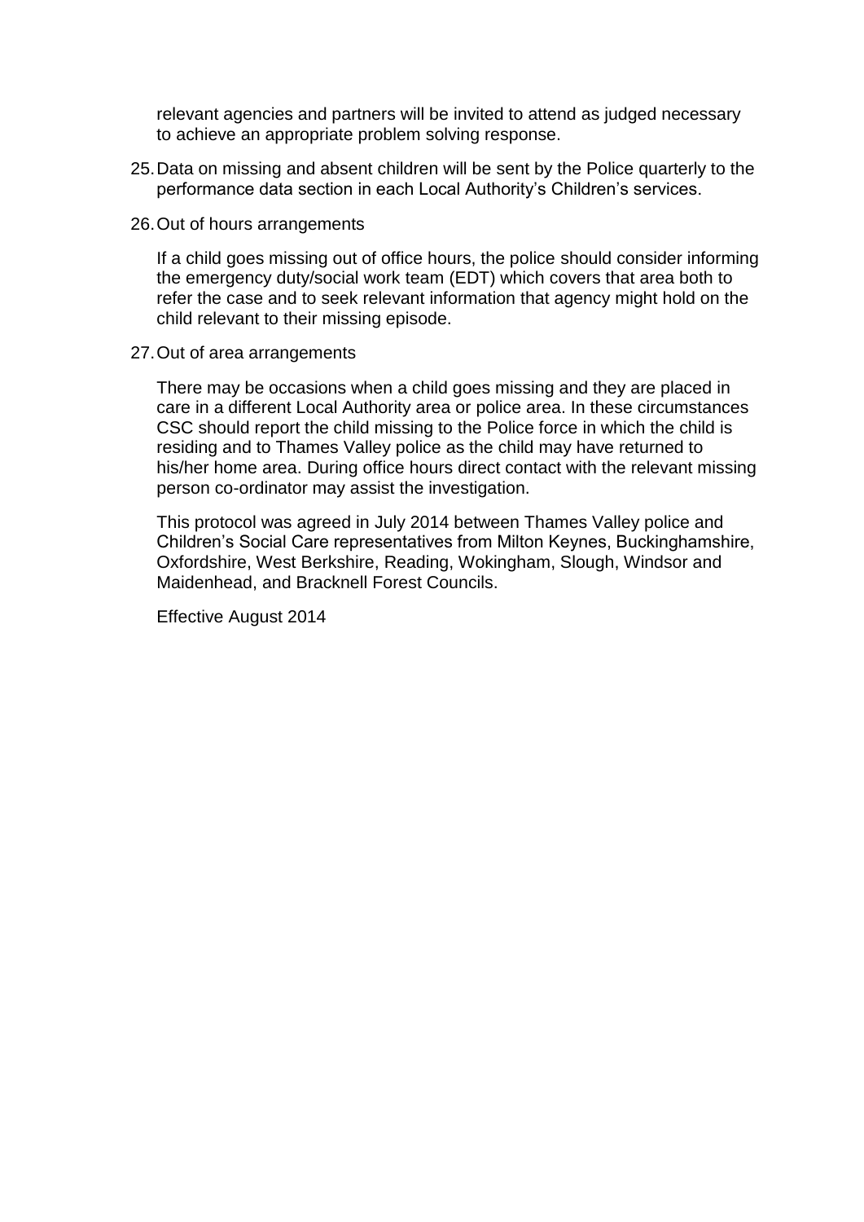relevant agencies and partners will be invited to attend as judged necessary to achieve an appropriate problem solving response.

25. Data on missing and absent children will be sent by the Police quarterly to the performance data section in each Local Authority's Children's services.

26. Out of hours arrangements

    If a child goes missing out of office hours, the police should consider informing the emergency duty/social work team (EDT) which covers that area both to refer the case and to seek relevant information that agency might hold on the child relevant to their missing episode.

27. Out of area arrangements

    There may be occasions when a child goes missing and they are placed in care in a different Local Authority area or police area. In these circumstances CSC should report the child missing to the Police force in which the child is residing and to Thames Valley police as the child may have returned to his/her home area. During office hours direct contact with the relevant missing person co-ordinator may assist the investigation.

    This protocol was agreed in July 2014 between Thames Valley police and Children's Social Care representatives from Milton Keynes, Buckinghamshire, Oxfordshire, West Berkshire, Reading, Wokingham, Slough, Windsor and Maidenhead, and Bracknell Forest Councils.

    Effective August 2014